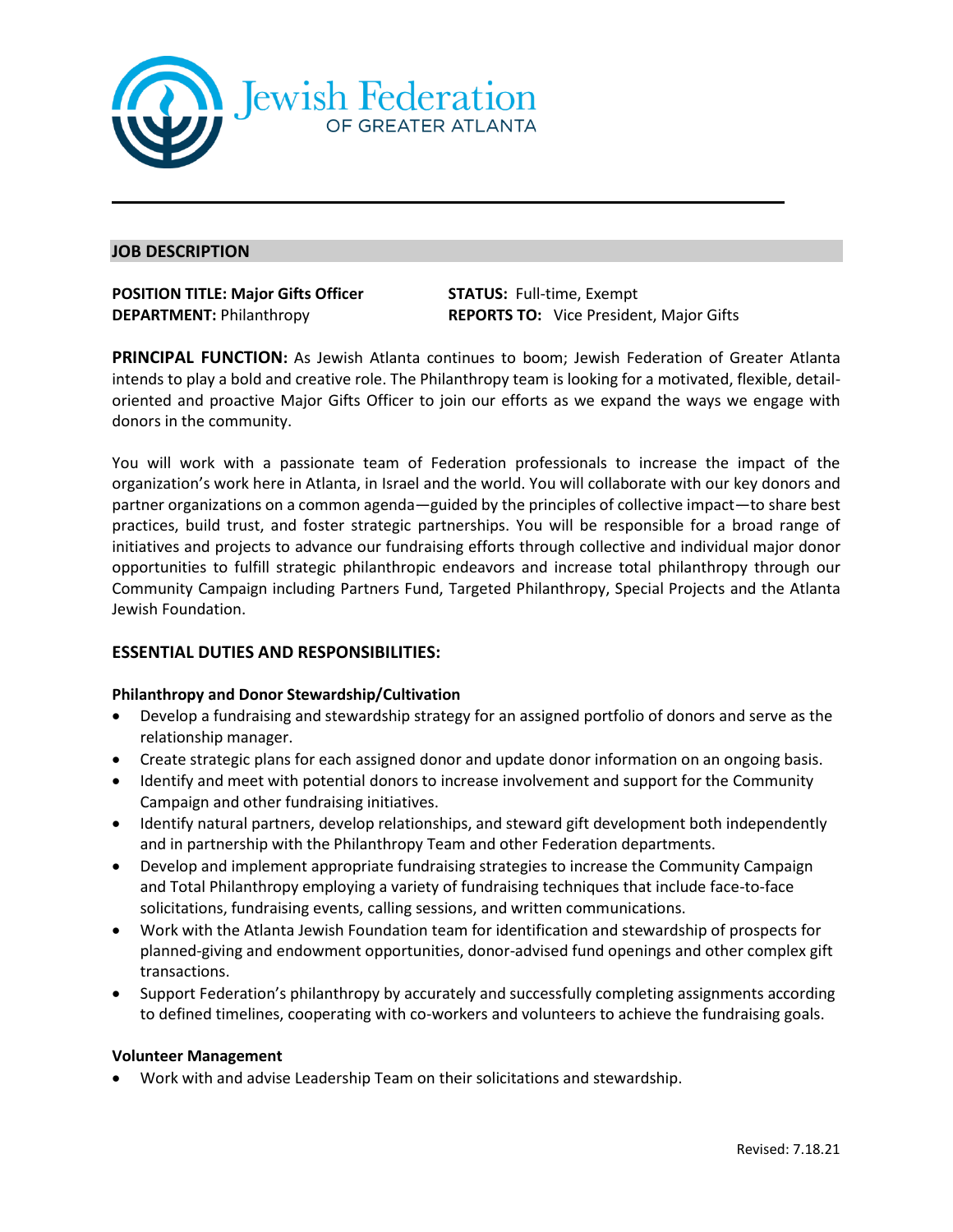Jewish Federation OF GREATER ATLANTA

## JOB DESCRIPTION

**POSITION TITLE: Major Gifts Officer**
**DEPARTMENT:** Philanthropy

**STATUS:** Full-time, Exempt
**REPORTS TO:** Vice President, Major Gifts

**PRINCIPAL FUNCTION:** As Jewish Atlanta continues to boom; Jewish Federation of Greater Atlanta intends to play a bold and creative role. The Philanthropy team is looking for a motivated, flexible, detail-oriented and proactive Major Gifts Officer to join our efforts as we expand the ways we engage with donors in the community.

You will work with a passionate team of Federation professionals to increase the impact of the organization's work here in Atlanta, in Israel and the world. You will collaborate with our key donors and partner organizations on a common agenda—guided by the principles of collective impact—to share best practices, build trust, and foster strategic partnerships. You will be responsible for a broad range of initiatives and projects to advance our fundraising efforts through collective and individual major donor opportunities to fulfill strategic philanthropic endeavors and increase total philanthropy through our Community Campaign including Partners Fund, Targeted Philanthropy, Special Projects and the Atlanta Jewish Foundation.

## ESSENTIAL DUTIES AND RESPONSIBILITIES:

### Philanthropy and Donor Stewardship/Cultivation

- Develop a fundraising and stewardship strategy for an assigned portfolio of donors and serve as the relationship manager.
- Create strategic plans for each assigned donor and update donor information on an ongoing basis.
- Identify and meet with potential donors to increase involvement and support for the Community Campaign and other fundraising initiatives.
- Identify natural partners, develop relationships, and steward gift development both independently and in partnership with the Philanthropy Team and other Federation departments.
- Develop and implement appropriate fundraising strategies to increase the Community Campaign and Total Philanthropy employing a variety of fundraising techniques that include face-to-face solicitations, fundraising events, calling sessions, and written communications.
- Work with the Atlanta Jewish Foundation team for identification and stewardship of prospects for planned-giving and endowment opportunities, donor-advised fund openings and other complex gift transactions.
- Support Federation's philanthropy by accurately and successfully completing assignments according to defined timelines, cooperating with co-workers and volunteers to achieve the fundraising goals.

### Volunteer Management

- Work with and advise Leadership Team on their solicitations and stewardship.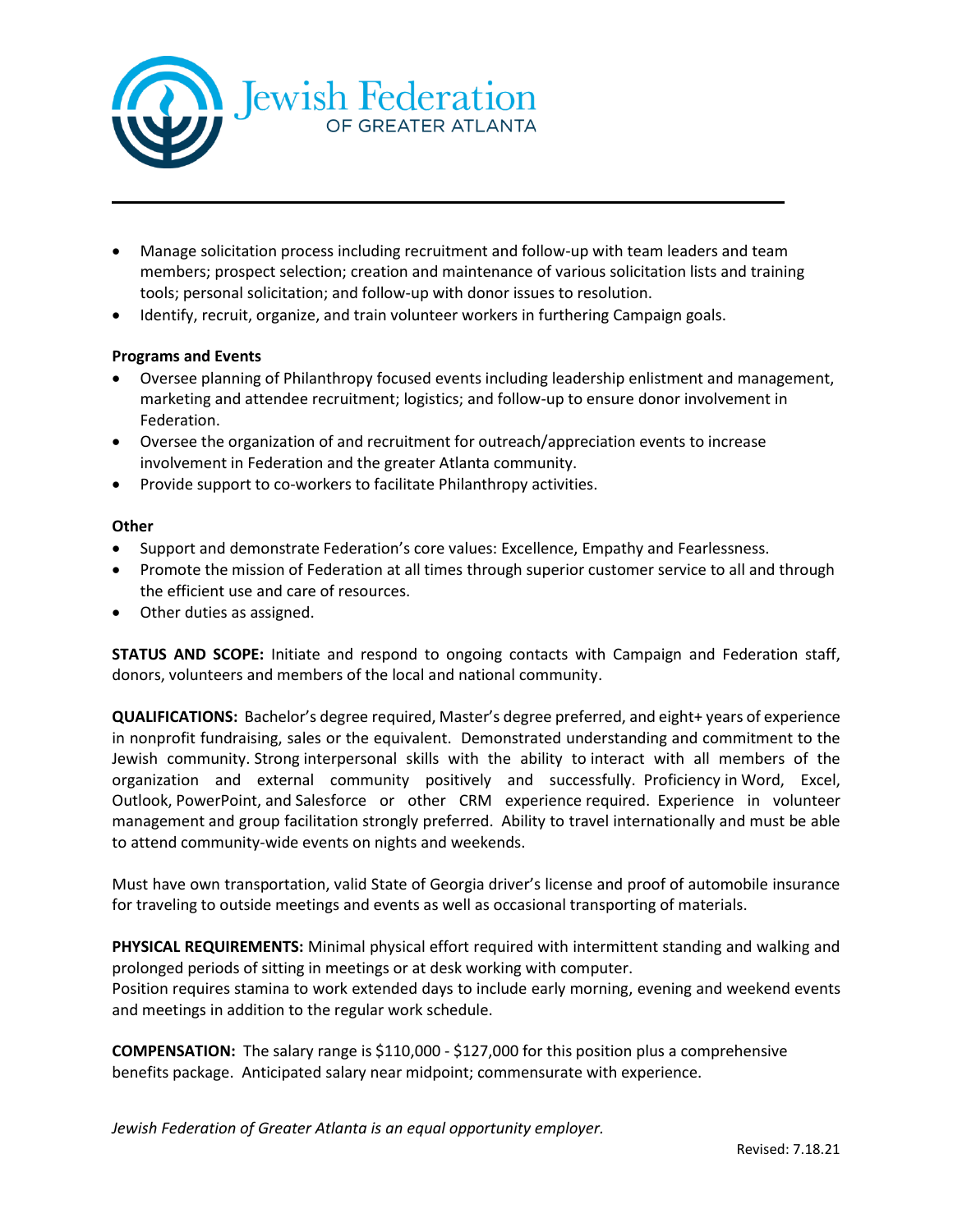- Manage solicitation process including recruitment and follow-up with team leaders and team members; prospect selection; creation and maintenance of various solicitation lists and training tools; personal solicitation; and follow-up with donor issues to resolution.
- Identify, recruit, organize, and train volunteer workers in furthering Campaign goals.

**Programs and Events**

- Oversee planning of Philanthropy focused events including leadership enlistment and management, marketing and attendee recruitment; logistics; and follow-up to ensure donor involvement in Federation.
- Oversee the organization of and recruitment for outreach/appreciation events to increase involvement in Federation and the greater Atlanta community.
- Provide support to co-workers to facilitate Philanthropy activities.

**Other**

- Support and demonstrate Federation's core values: Excellence, Empathy and Fearlessness.
- Promote the mission of Federation at all times through superior customer service to all and through the efficient use and care of resources.
- Other duties as assigned.

**STATUS AND SCOPE:** Initiate and respond to ongoing contacts with Campaign and Federation staff, donors, volunteers and members of the local and national community.

**QUALIFICATIONS:** Bachelor's degree required, Master's degree preferred, and eight+ years of experience in nonprofit fundraising, sales or the equivalent. Demonstrated understanding and commitment to the Jewish community. Strong interpersonal skills with the ability to interact with all members of the organization and external community positively and successfully. Proficiency in Word, Excel, Outlook, PowerPoint, and Salesforce or other CRM experience required. Experience in volunteer management and group facilitation strongly preferred. Ability to travel internationally and must be able to attend community-wide events on nights and weekends.

Must have own transportation, valid State of Georgia driver's license and proof of automobile insurance for traveling to outside meetings and events as well as occasional transporting of materials.

**PHYSICAL REQUIREMENTS:** Minimal physical effort required with intermittent standing and walking and prolonged periods of sitting in meetings or at desk working with computer.
Position requires stamina to work extended days to include early morning, evening and weekend events and meetings in addition to the regular work schedule.

**COMPENSATION:** The salary range is $110,000 - $127,000 for this position plus a comprehensive benefits package. Anticipated salary near midpoint; commensurate with experience.

*Jewish Federation of Greater Atlanta is an equal opportunity employer.*

Revised: 7.18.21